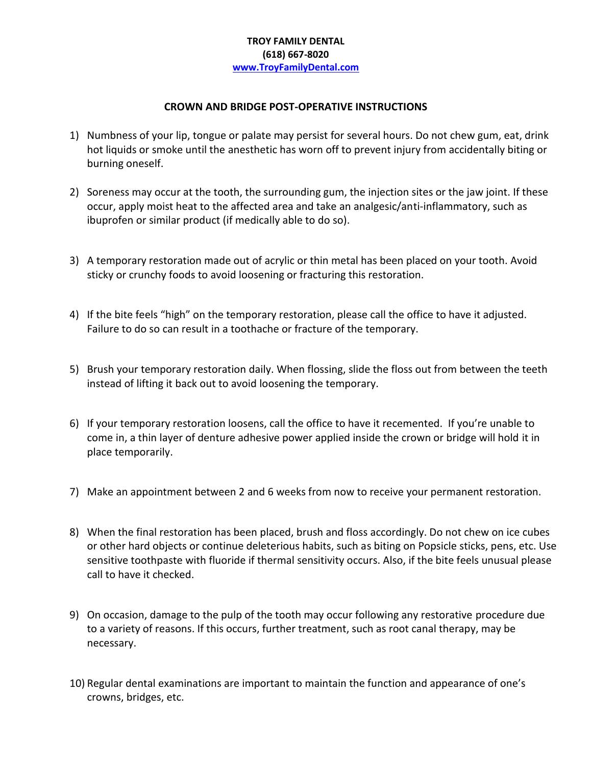**TROY FAMILY DENTAL**
**(618) 667-8020**
**www.TroyFamilyDental.com**

## CROWN AND BRIDGE POST-OPERATIVE INSTRUCTIONS

1) Numbness of your lip, tongue or palate may persist for several hours. Do not chew gum, eat, drink hot liquids or smoke until the anesthetic has worn off to prevent injury from accidentally biting or burning oneself.

2) Soreness may occur at the tooth, the surrounding gum, the injection sites or the jaw joint. If these occur, apply moist heat to the affected area and take an analgesic/anti-inflammatory, such as ibuprofen or similar product (if medically able to do so).

3) A temporary restoration made out of acrylic or thin metal has been placed on your tooth. Avoid sticky or crunchy foods to avoid loosening or fracturing this restoration.

4) If the bite feels "high" on the temporary restoration, please call the office to have it adjusted. Failure to do so can result in a toothache or fracture of the temporary.

5) Brush your temporary restoration daily. When flossing, slide the floss out from between the teeth instead of lifting it back out to avoid loosening the temporary.

6) If your temporary restoration loosens, call the office to have it recemented. If you're unable to come in, a thin layer of denture adhesive power applied inside the crown or bridge will hold it in place temporarily.

7) Make an appointment between 2 and 6 weeks from now to receive your permanent restoration.

8) When the final restoration has been placed, brush and floss accordingly. Do not chew on ice cubes or other hard objects or continue deleterious habits, such as biting on Popsicle sticks, pens, etc. Use sensitive toothpaste with fluoride if thermal sensitivity occurs. Also, if the bite feels unusual please call to have it checked.

9) On occasion, damage to the pulp of the tooth may occur following any restorative procedure due to a variety of reasons. If this occurs, further treatment, such as root canal therapy, may be necessary.

10) Regular dental examinations are important to maintain the function and appearance of one's crowns, bridges, etc.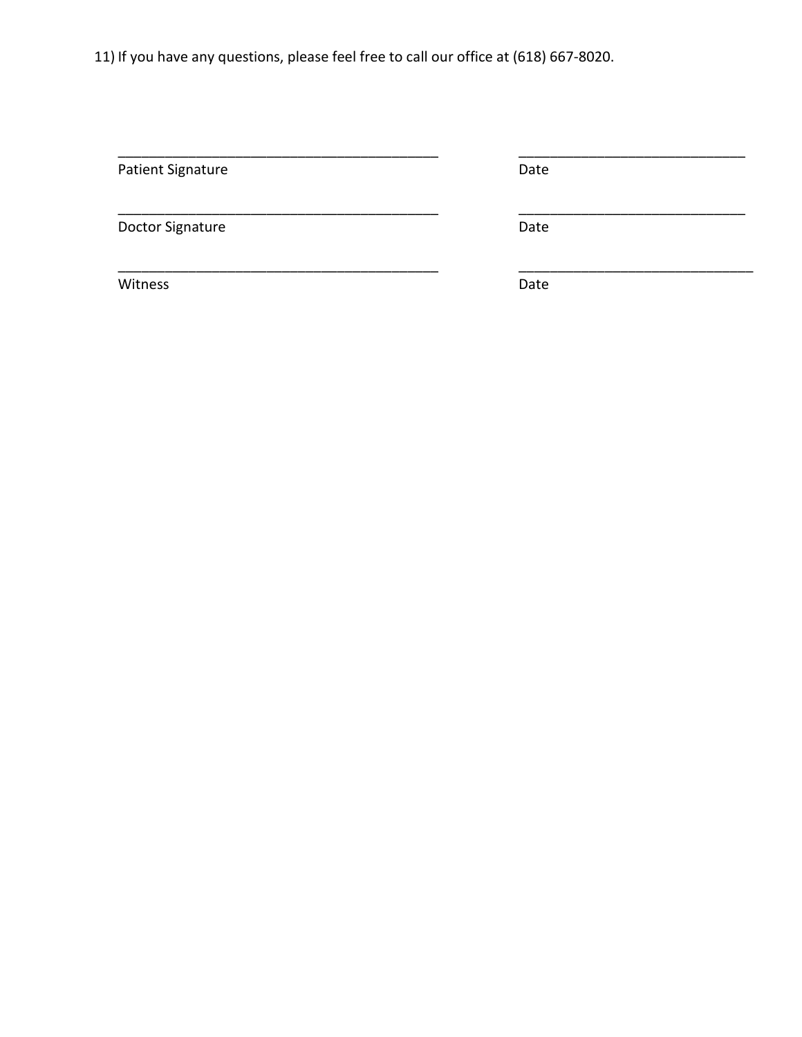11) If you have any questions, please feel free to call our office at (618) 667-8020.

| | |
|---|---|
| \_\_\_\_\_\_\_\_\_\_\_\_\_\_\_\_\_\_\_\_\_\_\_\_\_\_\_\_\_\_\_\_\_\_\_\_\_\_\_\_\_\_ | \_\_\_\_\_\_\_\_\_\_\_\_\_\_\_\_\_\_\_\_\_\_\_\_\_\_\_\_\_\_ |
| Patient Signature | Date |
| \_\_\_\_\_\_\_\_\_\_\_\_\_\_\_\_\_\_\_\_\_\_\_\_\_\_\_\_\_\_\_\_\_\_\_\_\_\_\_\_\_\_ | \_\_\_\_\_\_\_\_\_\_\_\_\_\_\_\_\_\_\_\_\_\_\_\_\_\_\_\_\_\_ |
| Doctor Signature | Date |
| \_\_\_\_\_\_\_\_\_\_\_\_\_\_\_\_\_\_\_\_\_\_\_\_\_\_\_\_\_\_\_\_\_\_\_\_\_\_\_\_\_\_ | \_\_\_\_\_\_\_\_\_\_\_\_\_\_\_\_\_\_\_\_\_\_\_\_\_\_\_\_\_\_\_ |
| Witness | Date |